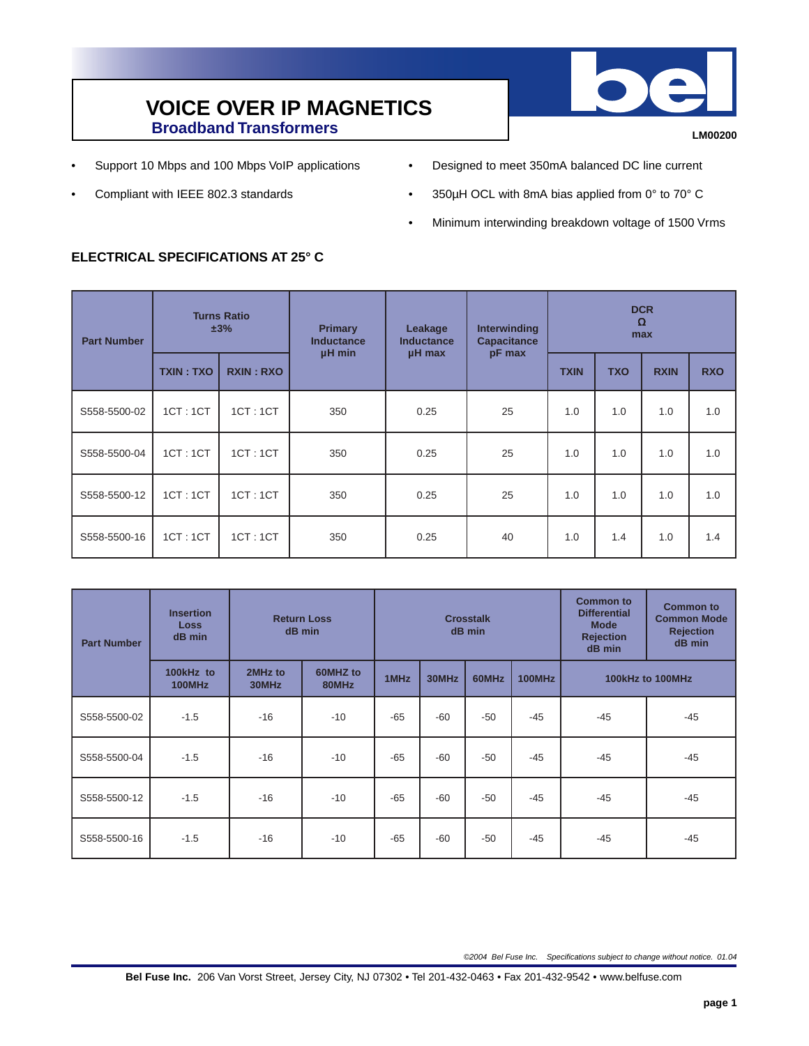# VOICE OVER IP MAGNETICS

## Broadband Transformers

**LM00200**

- Support 10 Mbps and 100 Mbps VoIP applications
- Compliant with IEEE 802.3 standards
- Designed to meet 350mA balanced DC line current
- 350µH OCL with 8mA bias applied from 0° to 70° C
- Minimum interwinding breakdown voltage of 1500 Vrms

### ELECTRICAL SPECIFICATIONS AT 25° C

| Part Number | Turns Ratio ±3% | | Primary Inductance µH min | Leakage Inductance µH max | Interwinding Capacitance pF max | DCR Ω max | | | |
|---|---|---|---|---|---|---|---|---|---|
| | TXIN : TXO | RXIN : RXO | | | | TXIN | TXO | RXIN | RXO |
| S558-5500-02 | 1CT : 1CT | 1CT : 1CT | 350 | 0.25 | 25 | 1.0 | 1.0 | 1.0 | 1.0 |
| S558-5500-04 | 1CT : 1CT | 1CT : 1CT | 350 | 0.25 | 25 | 1.0 | 1.0 | 1.0 | 1.0 |
| S558-5500-12 | 1CT : 1CT | 1CT : 1CT | 350 | 0.25 | 25 | 1.0 | 1.0 | 1.0 | 1.0 |
| S558-5500-16 | 1CT : 1CT | 1CT : 1CT | 350 | 0.25 | 40 | 1.0 | 1.4 | 1.0 | 1.4 |

| Part Number | Insertion Loss dB min | Return Loss dB min | | Crosstalk dB min | | | | Common to Differential Mode Rejection dB min | Common to Common Mode Rejection dB min |
|---|---|---|---|---|---|---|---|---|---|
| | 100kHz to 100MHz | 2MHz to 30MHz | 60MHZ to 80MHz | 1MHz | 30MHz | 60MHz | 100MHz | 100kHz to 100MHz | |
| S558-5500-02 | -1.5 | -16 | -10 | -65 | -60 | -50 | -45 | -45 | -45 |
| S558-5500-04 | -1.5 | -16 | -10 | -65 | -60 | -50 | -45 | -45 | -45 |
| S558-5500-12 | -1.5 | -16 | -10 | -65 | -60 | -50 | -45 | -45 | -45 |
| S558-5500-16 | -1.5 | -16 | -10 | -65 | -60 | -50 | -45 | -45 | -45 |

*©2004 Bel Fuse Inc. Specifications subject to change without notice. 01.04*

**Bel Fuse Inc.** 206 Van Vorst Street, Jersey City, NJ 07302 • Tel 201-432-0463 • Fax 201-432-9542 • www.belfuse.com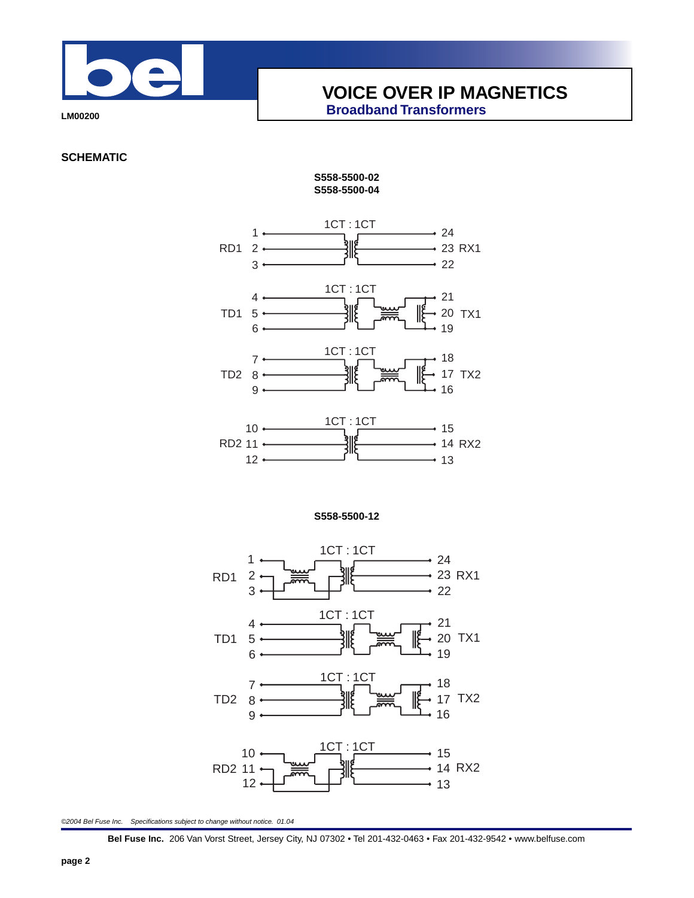# VOICE OVER IP MAGNETICS

**Broadband Transformers**

**LM00200**

## SCHEMATIC

**S558-5500-02**
**S558-5500-04**

| Label | Pins | Ratio | Pins | Label |
|---|---|---|---|---|
| RD1 | 1, 2, 3 | 1CT : 1CT | 24, 23, 22 | RX1 |
| TD1 | 4, 5, 6 | 1CT : 1CT | 21, 20, 19 | TX1 |
| TD2 | 7, 8, 9 | 1CT : 1CT | 18, 17, 16 | TX2 |
| RD2 | 10, 11, 12 | 1CT : 1CT | 15, 14, 13 | RX2 |

**S558-5500-12**

| Label | Pins | Ratio | Pins | Label |
|---|---|---|---|---|
| RD1 | 1, 2, 3 | 1CT : 1CT | 24, 23, 22 | RX1 |
| TD1 | 4, 5, 6 | 1CT : 1CT | 21, 20, 19 | TX1 |
| TD2 | 7, 8, 9 | 1CT : 1CT | 18, 17, 16 | TX2 |
| RD2 | 10, 11, 12 | 1CT : 1CT | 15, 14, 13 | RX2 |

*©2004 Bel Fuse Inc. Specifications subject to change without notice. 01.04*

**Bel Fuse Inc.** 206 Van Vorst Street, Jersey City, NJ 07302 • Tel 201-432-0463 • Fax 201-432-9542 • www.belfuse.com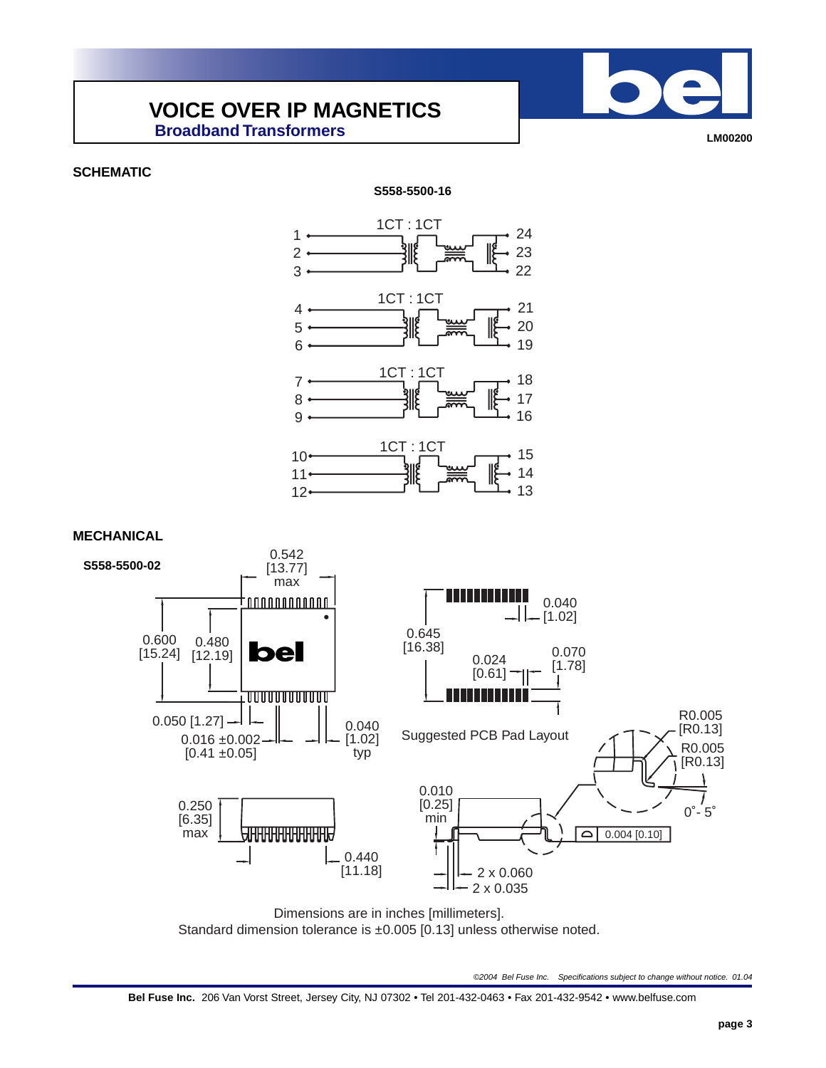# VOICE OVER IP MAGNETICS

## Broadband Transformers

LM00200

## SCHEMATIC

**S558-5500-16**

1CT : 1CT — pins 1, 2, 3 / 24, 23, 22

1CT : 1CT — pins 4, 5, 6 / 21, 20, 19

1CT : 1CT — pins 7, 8, 9 / 18, 17, 16

1CT : 1CT — pins 10, 11, 12 / 15, 14, 13

## MECHANICAL

**S558-5500-02**

0.542 [13.77] max

0.600 [15.24]

0.480 [12.19]

0.050 [1.27]

0.016 ±0.002 [0.41 ±0.05]

0.040 [1.02] typ

0.250 [6.35] max

0.440 [11.18]

0.645 [16.38]

0.040 [1.02]

0.024 [0.61]

0.070 [1.78]

Suggested PCB Pad Layout

R0.005 [R0.13]

R0.005 [R0.13]

0°- 5°

0.010 [0.25] min

0.004 [0.10]

2 x 0.060

2 x 0.035

Dimensions are in inches [millimeters].
Standard dimension tolerance is ±0.005 [0.13] unless otherwise noted.

*©2004 Bel Fuse Inc. Specifications subject to change without notice. 01.04*

**Bel Fuse Inc.** 206 Van Vorst Street, Jersey City, NJ 07302 • Tel 201-432-0463 • Fax 201-432-9542 • www.belfuse.com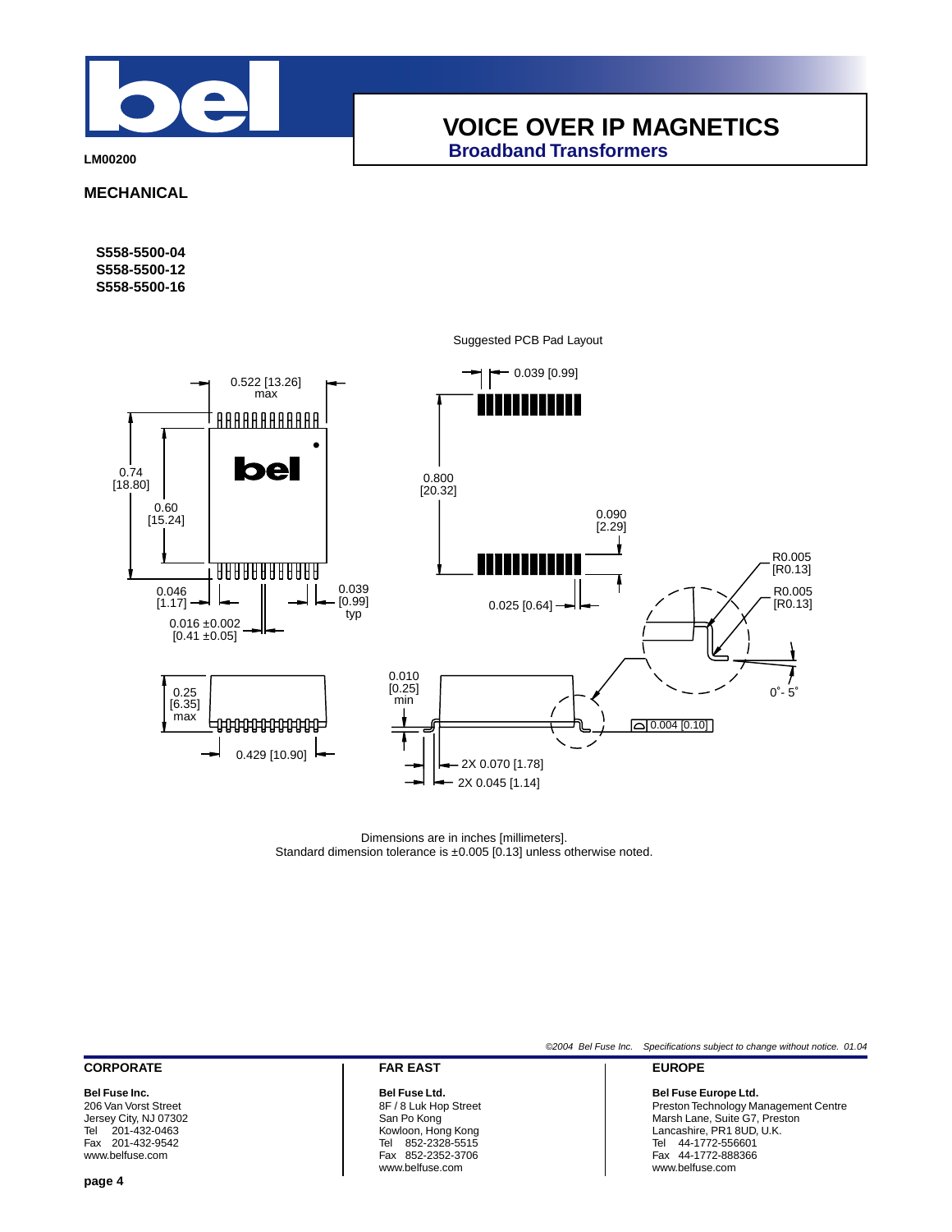# VOICE OVER IP MAGNETICS
## Broadband Transformers

**LM00200**

## MECHANICAL

**S558-5500-04**
**S558-5500-12**
**S558-5500-16**

Suggested PCB Pad Layout

0.522 [13.26] max

0.74 [18.80]

0.60 [15.24]

0.046 [1.17]

0.016 ±0.002 [0.41 ±0.05]

0.039 [0.99] typ

0.25 [6.35] max

0.429 [10.90]

0.039 [0.99]

0.800 [20.32]

0.090 [2.29]

0.025 [0.64]

R0.005 [R0.13]

R0.005 [R0.13]

0°- 5°

0.010 [0.25] min

0.004 [0.10]

2X 0.070 [1.78]

2X 0.045 [1.14]

Dimensions are in inches [millimeters].
Standard dimension tolerance is ±0.005 [0.13] unless otherwise noted.

*©2004 Bel Fuse Inc. Specifications subject to change without notice. 01.04*

**CORPORATE**

**Bel Fuse Inc.**
206 Van Vorst Street
Jersey City, NJ 07302
Tel 201-432-0463
Fax 201-432-9542
www.belfuse.com

**FAR EAST**

**Bel Fuse Ltd.**
8F / 8 Luk Hop Street
San Po Kong
Kowloon, Hong Kong
Tel 852-2328-5515
Fax 852-2352-3706
www.belfuse.com

**EUROPE**

**Bel Fuse Europe Ltd.**
Preston Technology Management Centre
Marsh Lane, Suite G7, Preston
Lancashire, PR1 8UD, U.K.
Tel 44-1772-556601
Fax 44-1772-888366
www.belfuse.com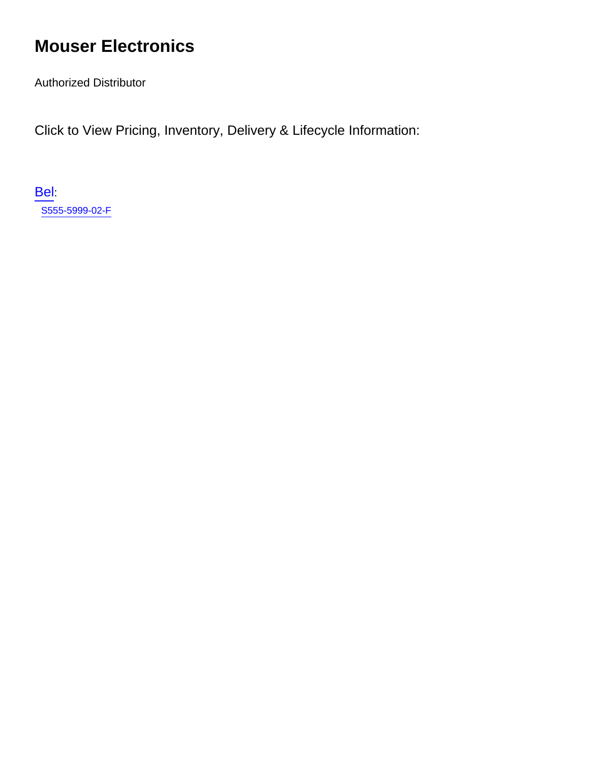# Mouser Electronics

Authorized Distributor

Click to View Pricing, Inventory, Delivery & Lifecycle Information:

Bel:

S555-5999-02-F